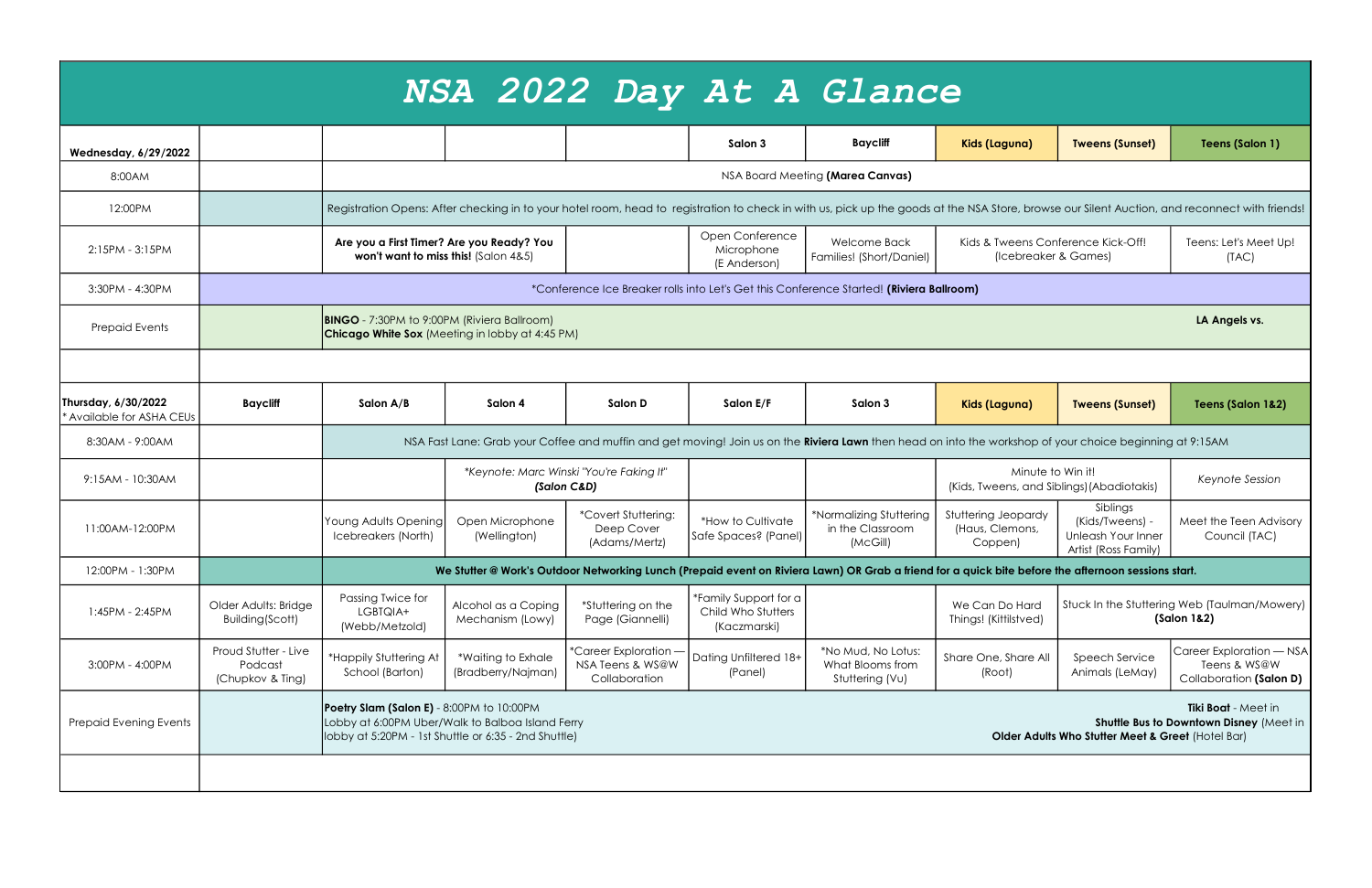# NSA 2022 Day At A Glance

| Wednesday, 6/29/2022 | | | | | Salon 3 | Baycliff | Kids (Laguna) | Tweens (Sunset) | Teens (Salon 1) |
|---|---|---|---|---|---|---|---|---|---|
| 8:00AM | | NSA Board Meeting **(Marea Canvas)** | | | | | | | |
| 12:00PM | | Registration Opens: After checking in to your hotel room, head to registration to check in with us, pick up the goods at the NSA Store, browse our Silent Auction, and reconnect with friends! | | | | | | | |
| 2:15PM - 3:15PM | | **Are you a First Timer? Are you Ready? You won't want to miss this!** (Salon 4&5) | | | Open Conference Microphone (E Anderson) | Welcome Back Families! (Short/Daniel) | Kids & Tweens Conference Kick-Off! (Icebreaker & Games) | | Teens: Let's Meet Up! (TAC) |
| 3:30PM - 4:30PM | *Conference Ice Breaker rolls into Let's Get this Conference Started! **(Riviera Ballroom)** | | | | | | | | |
| Prepaid Events | | **BINGO** - 7:30PM to 9:00PM (Riviera Ballroom) **LA Angels vs. Chicago White Sox** (Meeting in lobby at 4:45 PM) | | | | | | | |

| Thursday, 6/30/2022 * Available for ASHA CEUs | Baycliff | Salon A/B | Salon 4 | Salon D | Salon E/F | Salon 3 | Kids (Laguna) | Tweens (Sunset) | Teens (Salon 1&2) |
|---|---|---|---|---|---|---|---|---|---|
| 8:30AM - 9:00AM | | NSA Fast Lane: Grab your Coffee and muffin and get moving! Join us on the **Riviera Lawn** then head on into the workshop of your choice beginning at 9:15AM | | | | | | | |
| 9:15AM - 10:30AM | | | *Keynote: Marc Winski "You're Faking It"* ***(Salon C&D)*** | | | | Minute to Win it! (Kids, Tweens, and Siblings)(Abadiotakis) | | *Keynote Session* |
| 11:00AM-12:00PM | | Young Adults Opening Icebreakers (North) | Open Microphone (Wellington) | *Covert Stuttering: Deep Cover (Adams/Mertz) | *How to Cultivate Safe Spaces? (Panel) | *Normalizing Stuttering in the Classroom (McGill) | Stuttering Jeopardy (Haus, Clemons, Coppen) | Siblings (Kids/Tweens) - Unleash Your Inner Artist (Ross Family) | Meet the Teen Advisory Council (TAC) |
| 12:00PM - 1:30PM | | **We Stutter @ Work's Outdoor Networking Lunch (Prepaid event on Riviera Lawn) OR Grab a friend for a quick bite before the afternoon sessions start.** | | | | | | | |
| 1:45PM - 2:45PM | Older Adults: Bridge Building(Scott) | Passing Twice for LGBTQIA+ (Webb/Metzold) | Alcohol as a Coping Mechanism (Lowy) | *Stuttering on the Page (Giannelli) | *Family Support for a Child Who Stutters (Kaczmarski) | | We Can Do Hard Things! (Kittilstved) | Stuck In the Stuttering Web (Taulman/Mowery) **(Salon 1&2)** | |
| 3:00PM - 4:00PM | Proud Stutter - Live Podcast (Chupkov & Ting) | *Happily Stuttering At School (Barton) | *Waiting to Exhale (Bradberry/Najman) | *Career Exploration — NSA Teens & WS@W Collaboration | Dating Unfiltered 18+ (Panel) | *No Mud, No Lotus: What Blooms from Stuttering (Vu) | Share One, Share All (Root) | Speech Service Animals (LeMay) | Career Exploration — NSA Teens & WS@W Collaboration **(Salon D)** |
| Prepaid Evening Events | | **Poetry Slam (Salon E)** - 8:00PM to 10:00PM **Tiki Boat** - Meet in Lobby at 6:00PM Uber/Walk to Balboa Island Ferry **Shuttle Bus to Downtown Disney** (Meet in lobby at 5:20PM - 1st Shuttle or 6:35 - 2nd Shuttle) **Older Adults Who Stutter Meet & Greet** (Hotel Bar) | | | | | | | |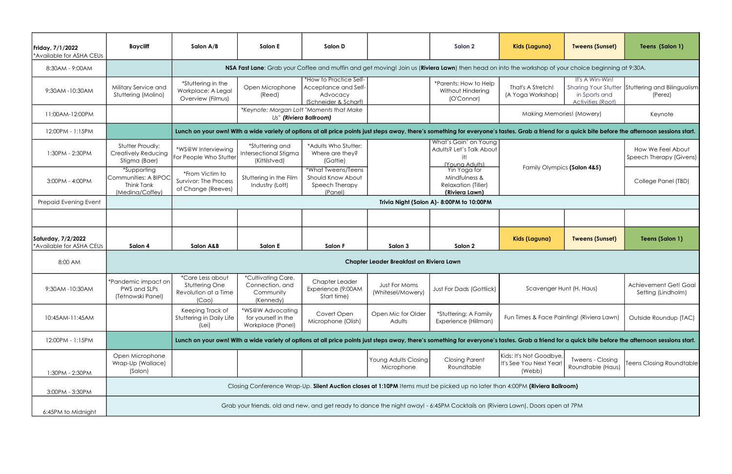| Friday, 7/1/2022 *Available for ASHA CEUs | Baycliff | Salon A/B | Salon E | Salon D | | Salon 2 | Kids (Laguna) | Tweens (Sunset) | Teens (Salon 1) |
|---|---|---|---|---|---|---|---|---|---|
| 8:30AM - 9:00AM | | **NSA Fast Lane**: Grab your Coffee and muffin and get moving! Join us (**Riviera Lawn**) then head on into the workshop of your choice beginning at 9:30A. | | | | | | | |
| 9:30AM -10:30AM | Military Service and Stuttering (Molino) | *Stuttering in the Workplace: A Legal Overview (Filmus) | Open Microphone (Reed) | *How to Practice Self-Acceptance and Self-Advocacy (Schneider & Scharf) | | *Parents: How to Help Without Hindering (O'Connor) | That's A Stretch! (A Yoga Workshop) | It's A Win-Win! Sharing Your Stutter in Sports and Activities (Root) | Stuttering and Bilingualism (Perez) |
| 11:00AM-12:00PM | | | *Keynote: Morgan Lott "Moments that Make Us" **(Riviera Ballroom)** | | | | Making Memories! (Mowery) | | Keynote |
| 12:00PM - 1:15PM | | **Lunch on your own! With a wide variety of options at all price points just steps away, there's something for everyone's tastes. Grab a friend for a quick bite before the afternoon sessions start.** | | | | | | | |
| 1:30PM - 2:30PM | Stutter Proudly: Creatively Reducing Stigma (Baer) | *WS@W Interviewing For People Who Stutter | *Stuttering and Intersectional Stigma (Kittilstved) | *Adults Who Stutter: Where are they? (Gattie) | | What's Goin' on Young Adults? Let's Talk About it! (Young Adults) | Family Olympics **(Salon 4&5)** | | How We Feel About Speech Therapy (Givens) |
| 3:00PM - 4:00PM | *Supporting Communities: A BIPOC Think Tank (Medina/Coffey) | *From Victim to Survivor: The Process of Change (Reeves) | Stuttering in the Film Industry (Lott) | *What Tweens/Teens Should Know About Speech Therapy (Panel) | | Yin Yoga for Mindfulness & Relaxation (Tiller) **(Riviera Lawn)** | | | College Panel (TBD) |
| Prepaid Evening Event | | **Trivia Night (Salon A)- 8:00PM to 10:00PM** | | | | | | | |
| | | | | | | | | | |
| **Saturday, 7/2/2022** *Available for ASHA CEUs | **Salon 4** | **Salon A&B** | **Salon E** | **Salon F** | **Salon 3** | **Salon 2** | **Kids (Laguna)** | **Tweens (Sunset)** | **Teens (Salon 1)** |
| 8:00 AM | **Chapter Leader Breakfast on Riviera Lawn** | | | | | | | | |
| 9:30AM -10:30AM | *Pandemic impact on PWS and SLPs (Tetnowski Panel) | *Care Less about Stuttering One Revolution at a Time (Cao) | *Cultivating Care, Connection, and Community (Kennedy) | Chapter Leader Experience (9:00AM Start time) | Just For Moms (Whitesel/Mowery) | Just For Dads (Gottlick) | Scavenger Hunt (H. Haus) | | Achievement Get! Goal Setting (Lindholm) |
| 10:45AM-11:45AM | | Keeping Track of Stuttering in Daily Life (Lei) | *WS@W Advocating for yourself in the Workplace (Panel) | Covert Open Microphone (Olish) | Open Mic for Older Adults | *Stuttering: A Family Experience (Hillman) | Fun Times & Face Painting! (Riviera Lawn) | | Outside Roundup (TAC) |
| 12:00PM - 1:15PM | | **Lunch on your own! With a wide variety of options at all price points just steps away, there's something for everyone's tastes. Grab a friend for a quick bite before the afternoon sessions start.** | | | | | | | |
| 1:30PM - 2:30PM | Open Microphone Wrap-Up (Wallace) (Salon) | | | | Young Adults Closing Microphone | Closing Parent Roundtable | Kids: It's Not Goodbye, It's See You Next Year! (Webb) | Tweens - Closing Roundtable (Haus) | Teens Closing Roundtable |
| 3:00PM - 3:30PM | Closing Conference Wrap-Up. **Silent Auction closes at 1:10PM** Items must be picked up no later than 4:00PM **(Riviera Ballroom)** | | | | | | | | |
| 6:45PM to Midnight | Grab your friends, old and new, and get ready to dance the night away! - 6:45PM Cocktails on (Riviera Lawn), Doors open at 7PM | | | | | | | | |